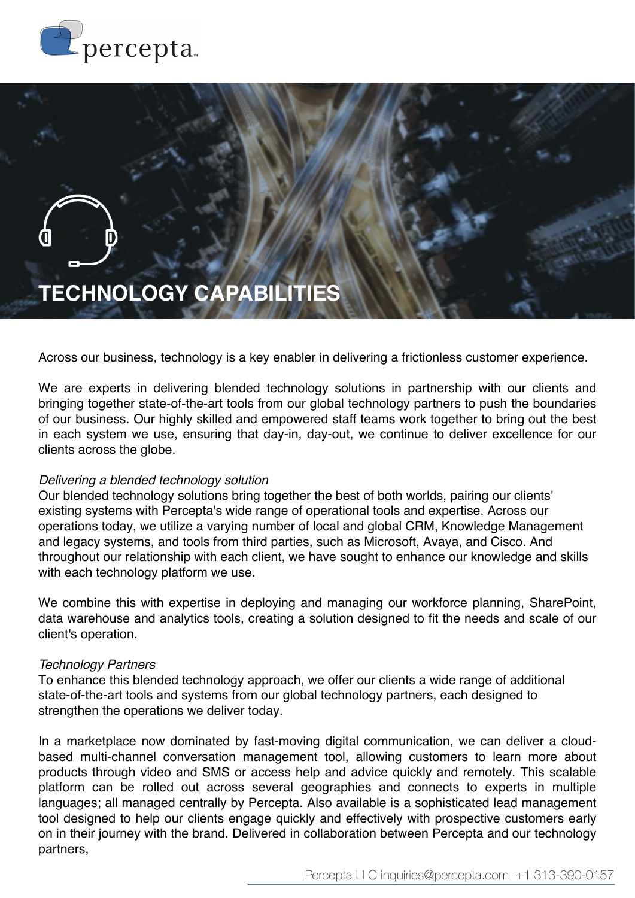# TECHNOLOGY CAPABILITIES

Across our business, technology is a key enabler in delivering a frictionless customer experience.

We are experts in delivering blended technology solutions in partnership with our clients and bringing together state-of-the-art tools from our global technology partners to push the boundaries of our business. Our highly skilled and empowered staff teams work together to bring out the best in each system we use, ensuring that day-in, day-out, we continue to deliver excellence for our clients across the globe.

*Delivering a blended technology solution*

Our blended technology solutions bring together the best of both worlds, pairing our clients' existing systems with Percepta's wide range of operational tools and expertise. Across our operations today, we utilize a varying number of local and global CRM, Knowledge Management and legacy systems, and tools from third parties, such as Microsoft, Avaya, and Cisco. And throughout our relationship with each client, we have sought to enhance our knowledge and skills with each technology platform we use.

We combine this with expertise in deploying and managing our workforce planning, SharePoint, data warehouse and analytics tools, creating a solution designed to fit the needs and scale of our client's operation.

*Technology Partners*

To enhance this blended technology approach, we offer our clients a wide range of additional state-of-the-art tools and systems from our global technology partners, each designed to strengthen the operations we deliver today.

In a marketplace now dominated by fast-moving digital communication, we can deliver a cloud-based multi-channel conversation management tool, allowing customers to learn more about products through video and SMS or access help and advice quickly and remotely. This scalable platform can be rolled out across several geographies and connects to experts in multiple languages; all managed centrally by Percepta. Also available is a sophisticated lead management tool designed to help our clients engage quickly and effectively with prospective customers early on in their journey with the brand. Delivered in collaboration between Percepta and our technology partners,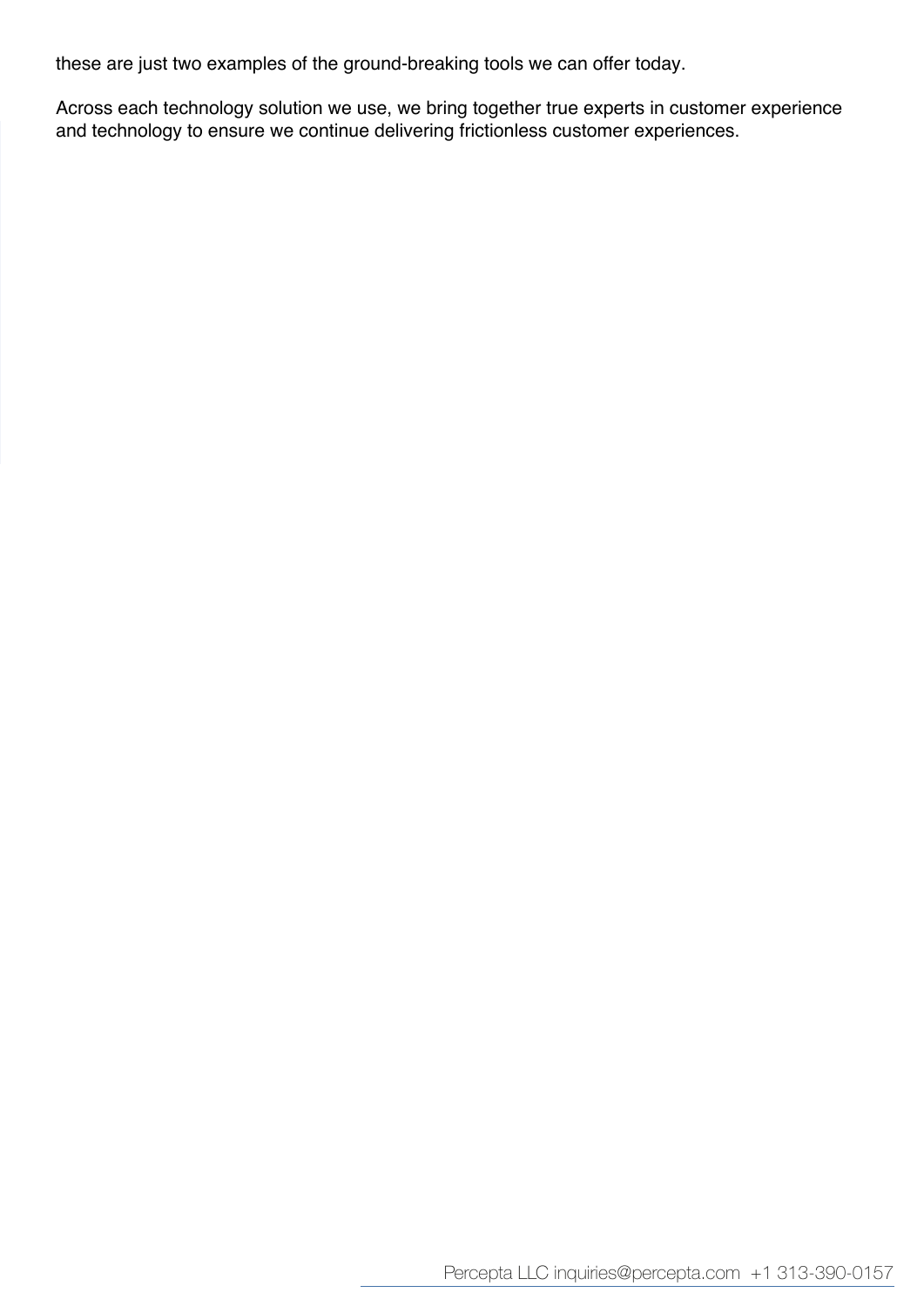these are just two examples of the ground-breaking tools we can offer today.

Across each technology solution we use, we bring together true experts in customer experience and technology to ensure we continue delivering frictionless customer experiences.